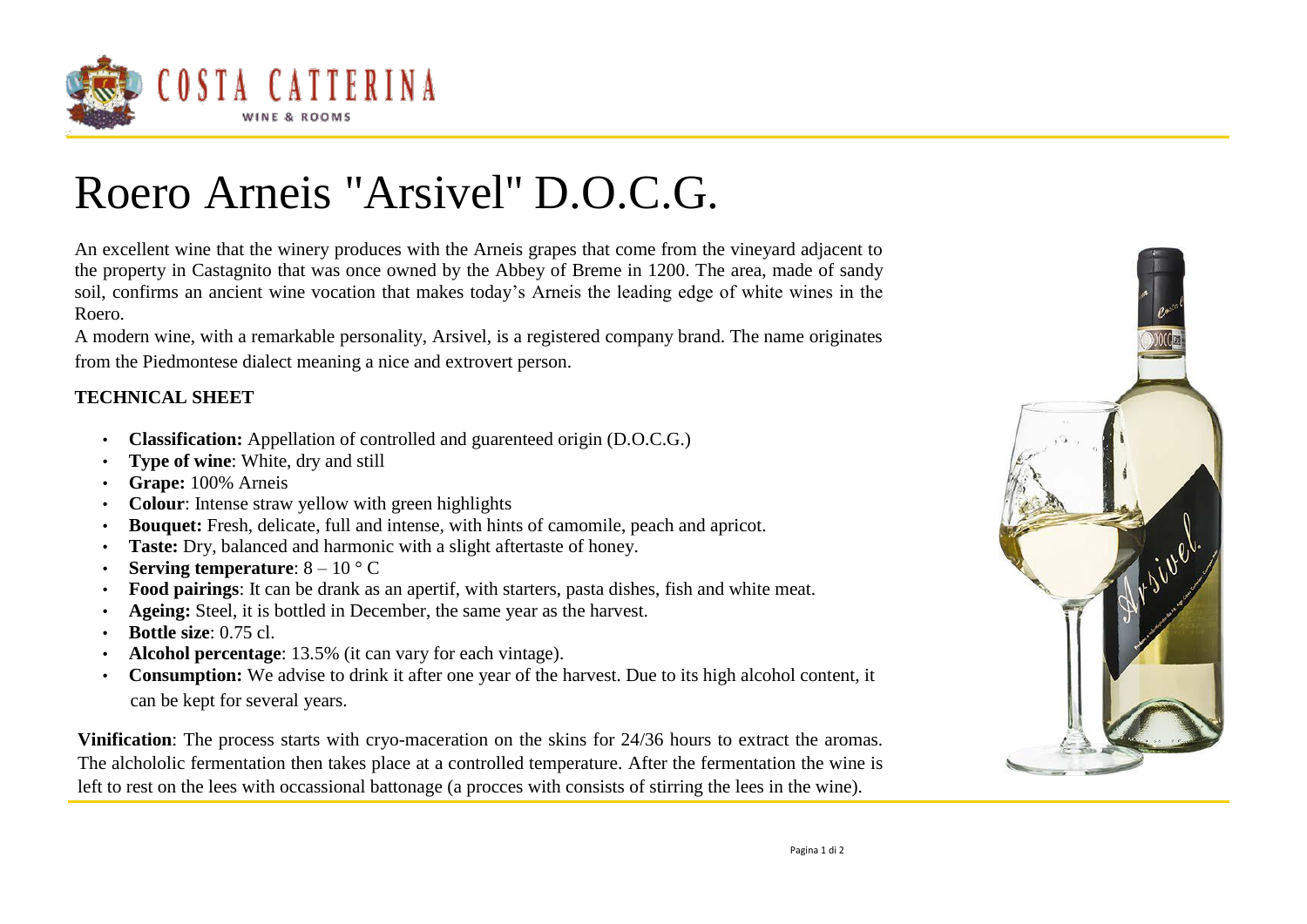# Roero Arneis "Arsivel" D.O.C.G.

An excellent wine that the winery produces with the Arneis grapes that come from the vineyard adjacent to the property in Castagnito that was once owned by the Abbey of Breme in 1200. The area, made of sandy soil, confirms an ancient wine vocation that makes today's Arneis the leading edge of white wines in the Roero.

A modern wine, with a remarkable personality, Arsivel, is a registered company brand. The name originates from the Piedmontese dialect meaning a nice and extrovert person.

**TECHNICAL SHEET**

- **Classification:** Appellation of controlled and guarenteed origin (D.O.C.G.)
- **Type of wine**: White, dry and still
- **Grape:** 100% Arneis
- **Colour**: Intense straw yellow with green highlights
- **Bouquet:** Fresh, delicate, full and intense, with hints of camomile, peach and apricot.
- **Taste:** Dry, balanced and harmonic with a slight aftertaste of honey.
- **Serving temperature**: 8 – 10 ° C
- **Food pairings**: It can be drank as an apertif, with starters, pasta dishes, fish and white meat.
- **Ageing:** Steel, it is bottled in December, the same year as the harvest.
- **Bottle size**: 0.75 cl.
- **Alcohol percentage**: 13.5% (it can vary for each vintage).
- **Consumption:** We advise to drink it after one year of the harvest. Due to its high alcohol content, it can be kept for several years.

**Vinification**: The process starts with cryo-maceration on the skins for 24/36 hours to extract the aromas. The alchololic fermentation then takes place at a controlled temperature. After the fermentation the wine is left to rest on the lees with occassional battonage (a procces with consists of stirring the lees in the wine).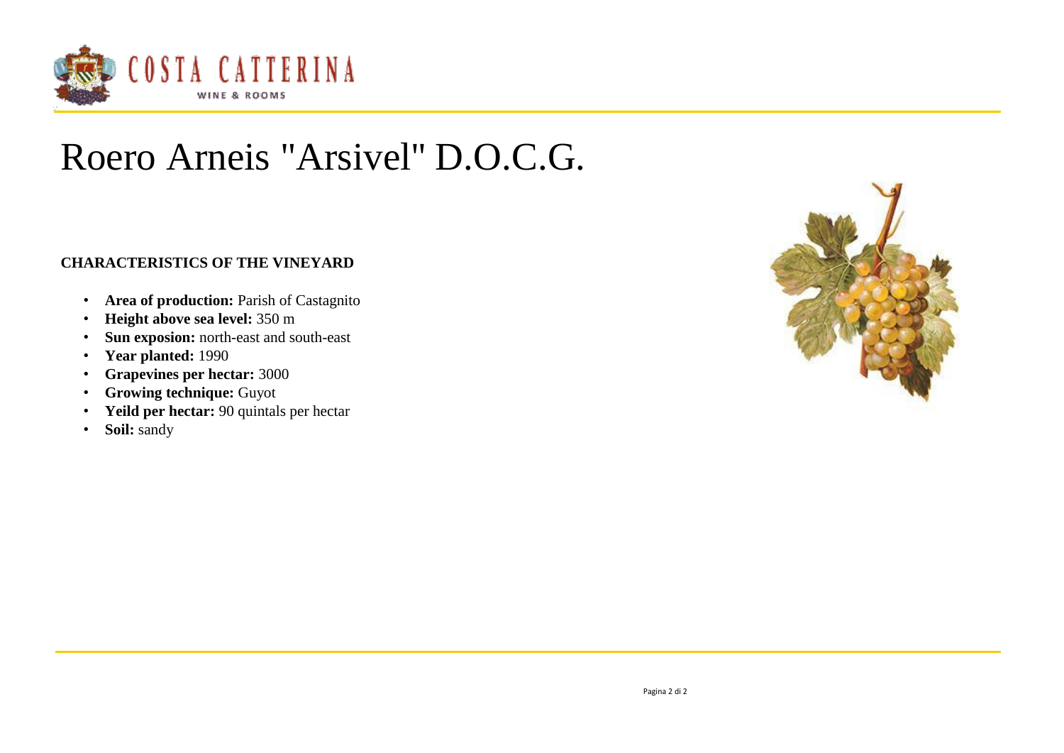# Roero Arneis "Arsivel" D.O.C.G.

**CHARACTERISTICS OF THE VINEYARD**

- **Area of production:** Parish of Castagnito
- **Height above sea level:** 350 m
- **Sun exposion:** north-east and south-east
- **Year planted:** 1990
- **Grapevines per hectar:** 3000
- **Growing technique:** Guyot
- **Yeild per hectar:** 90 quintals per hectar
- **Soil:** sandy